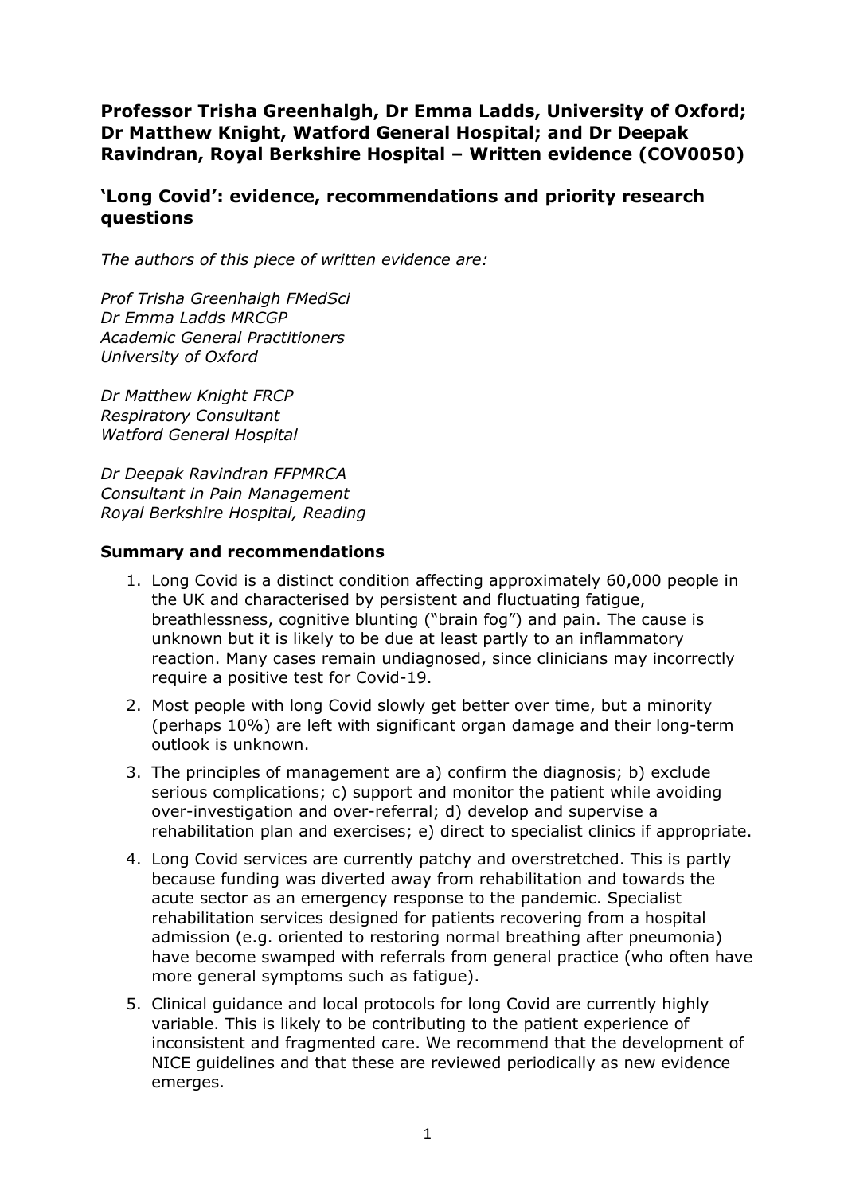# Professor Trisha Greenhalgh, Dr Emma Ladds, University of Oxford; Dr Matthew Knight, Watford General Hospital; and Dr Deepak Ravindran, Royal Berkshire Hospital – Written evidence (COV0050)

## 'Long Covid': evidence, recommendations and priority research questions

*The authors of this piece of written evidence are:*

*Prof Trisha Greenhalgh FMedSci*
*Dr Emma Ladds MRCGP*
*Academic General Practitioners*
*University of Oxford*

*Dr Matthew Knight FRCP*
*Respiratory Consultant*
*Watford General Hospital*

*Dr Deepak Ravindran FFPMRCA*
*Consultant in Pain Management*
*Royal Berkshire Hospital, Reading*

### Summary and recommendations

1. Long Covid is a distinct condition affecting approximately 60,000 people in the UK and characterised by persistent and fluctuating fatigue, breathlessness, cognitive blunting ("brain fog") and pain. The cause is unknown but it is likely to be due at least partly to an inflammatory reaction. Many cases remain undiagnosed, since clinicians may incorrectly require a positive test for Covid-19.
2. Most people with long Covid slowly get better over time, but a minority (perhaps 10%) are left with significant organ damage and their long-term outlook is unknown.
3. The principles of management are a) confirm the diagnosis; b) exclude serious complications; c) support and monitor the patient while avoiding over-investigation and over-referral; d) develop and supervise a rehabilitation plan and exercises; e) direct to specialist clinics if appropriate.
4. Long Covid services are currently patchy and overstretched. This is partly because funding was diverted away from rehabilitation and towards the acute sector as an emergency response to the pandemic. Specialist rehabilitation services designed for patients recovering from a hospital admission (e.g. oriented to restoring normal breathing after pneumonia) have become swamped with referrals from general practice (who often have more general symptoms such as fatigue).
5. Clinical guidance and local protocols for long Covid are currently highly variable. This is likely to be contributing to the patient experience of inconsistent and fragmented care. We recommend that the development of NICE guidelines and that these are reviewed periodically as new evidence emerges.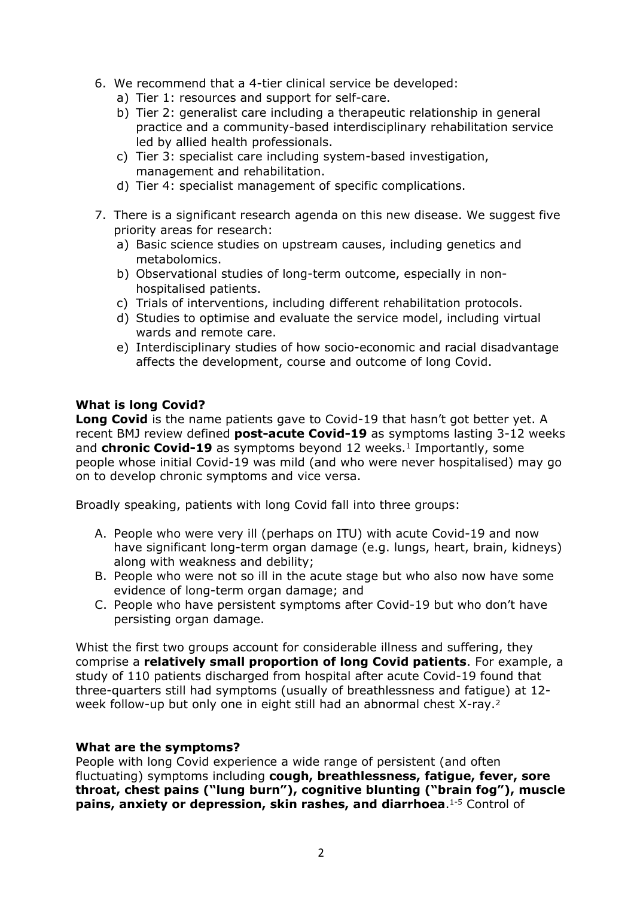6. We recommend that a 4-tier clinical service be developed:
   a) Tier 1: resources and support for self-care.
   b) Tier 2: generalist care including a therapeutic relationship in general practice and a community-based interdisciplinary rehabilitation service led by allied health professionals.
   c) Tier 3: specialist care including system-based investigation, management and rehabilitation.
   d) Tier 4: specialist management of specific complications.

7. There is a significant research agenda on this new disease. We suggest five priority areas for research:
   a) Basic science studies on upstream causes, including genetics and metabolomics.
   b) Observational studies of long-term outcome, especially in non-hospitalised patients.
   c) Trials of interventions, including different rehabilitation protocols.
   d) Studies to optimise and evaluate the service model, including virtual wards and remote care.
   e) Interdisciplinary studies of how socio-economic and racial disadvantage affects the development, course and outcome of long Covid.

**What is long Covid?**

**Long Covid** is the name patients gave to Covid-19 that hasn't got better yet. A recent BMJ review defined **post-acute Covid-19** as symptoms lasting 3-12 weeks and **chronic Covid-19** as symptoms beyond 12 weeks.[1] Importantly, some people whose initial Covid-19 was mild (and who were never hospitalised) may go on to develop chronic symptoms and vice versa.

Broadly speaking, patients with long Covid fall into three groups:

A. People who were very ill (perhaps on ITU) with acute Covid-19 and now have significant long-term organ damage (e.g. lungs, heart, brain, kidneys) along with weakness and debility;
B. People who were not so ill in the acute stage but who also now have some evidence of long-term organ damage; and
C. People who have persistent symptoms after Covid-19 but who don't have persisting organ damage.

Whist the first two groups account for considerable illness and suffering, they comprise a **relatively small proportion of long Covid patients**. For example, a study of 110 patients discharged from hospital after acute Covid-19 found that three-quarters still had symptoms (usually of breathlessness and fatigue) at 12-week follow-up but only one in eight still had an abnormal chest X-ray.[2]

**What are the symptoms?**

People with long Covid experience a wide range of persistent (and often fluctuating) symptoms including **cough, breathlessness, fatigue, fever, sore throat, chest pains ("lung burn"), cognitive blunting ("brain fog"), muscle pains, anxiety or depression, skin rashes, and diarrhoea**.[1-5] Control of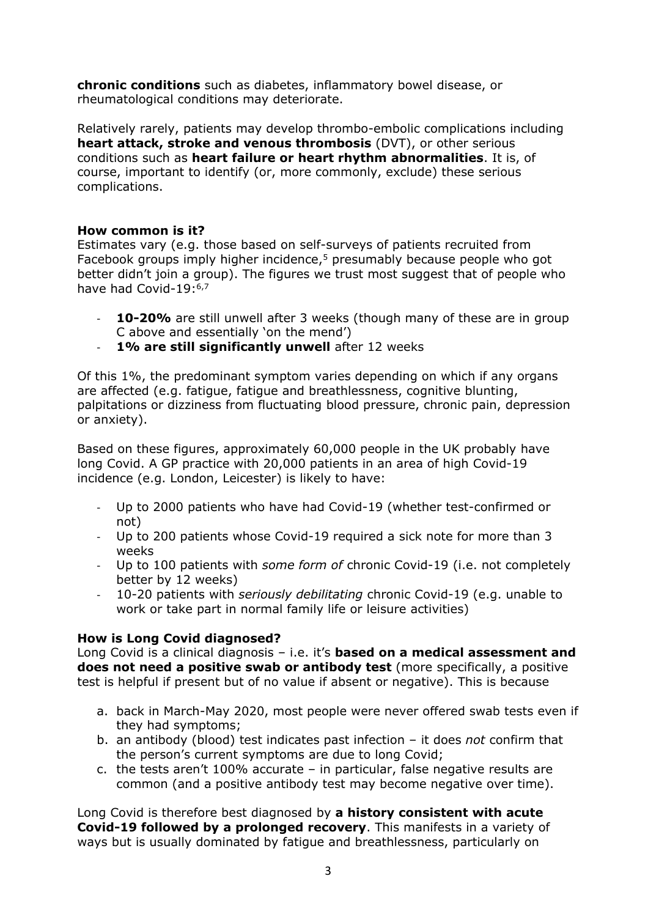**chronic conditions** such as diabetes, inflammatory bowel disease, or rheumatological conditions may deteriorate.

Relatively rarely, patients may develop thrombo-embolic complications including **heart attack, stroke and venous thrombosis** (DVT), or other serious conditions such as **heart failure or heart rhythm abnormalities**. It is, of course, important to identify (or, more commonly, exclude) these serious complications.

**How common is it?**

Estimates vary (e.g. those based on self-surveys of patients recruited from Facebook groups imply higher incidence,[5] presumably because people who got better didn't join a group). The figures we trust most suggest that of people who have had Covid-19:[6,7]

- **10-20%** are still unwell after 3 weeks (though many of these are in group C above and essentially 'on the mend')
- **1% are still significantly unwell** after 12 weeks

Of this 1%, the predominant symptom varies depending on which if any organs are affected (e.g. fatigue, fatigue and breathlessness, cognitive blunting, palpitations or dizziness from fluctuating blood pressure, chronic pain, depression or anxiety).

Based on these figures, approximately 60,000 people in the UK probably have long Covid. A GP practice with 20,000 patients in an area of high Covid-19 incidence (e.g. London, Leicester) is likely to have:

- Up to 2000 patients who have had Covid-19 (whether test-confirmed or not)
- Up to 200 patients whose Covid-19 required a sick note for more than 3 weeks
- Up to 100 patients with *some form of* chronic Covid-19 (i.e. not completely better by 12 weeks)
- 10-20 patients with *seriously debilitating* chronic Covid-19 (e.g. unable to work or take part in normal family life or leisure activities)

**How is Long Covid diagnosed?**

Long Covid is a clinical diagnosis – i.e. it's **based on a medical assessment and does not need a positive swab or antibody test** (more specifically, a positive test is helpful if present but of no value if absent or negative). This is because

a. back in March-May 2020, most people were never offered swab tests even if they had symptoms;
b. an antibody (blood) test indicates past infection – it does *not* confirm that the person's current symptoms are due to long Covid;
c. the tests aren't 100% accurate – in particular, false negative results are common (and a positive antibody test may become negative over time).

Long Covid is therefore best diagnosed by **a history consistent with acute Covid-19 followed by a prolonged recovery**. This manifests in a variety of ways but is usually dominated by fatigue and breathlessness, particularly on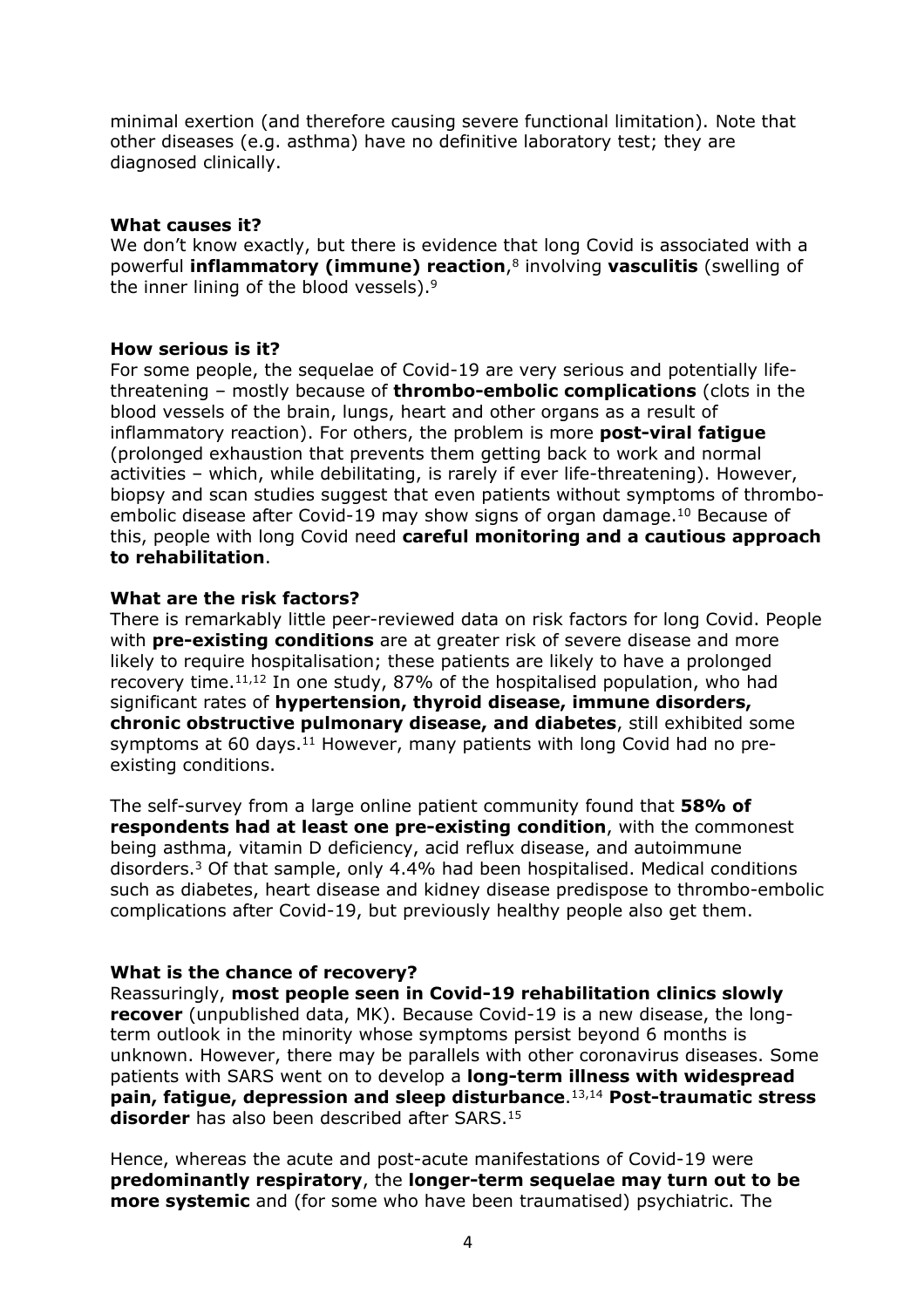minimal exertion (and therefore causing severe functional limitation). Note that other diseases (e.g. asthma) have no definitive laboratory test; they are diagnosed clinically.

**What causes it?**
We don't know exactly, but there is evidence that long Covid is associated with a powerful **inflammatory (immune) reaction**,[8] involving **vasculitis** (swelling of the inner lining of the blood vessels).[9]

**How serious is it?**
For some people, the sequelae of Covid-19 are very serious and potentially life-threatening – mostly because of **thrombo-embolic complications** (clots in the blood vessels of the brain, lungs, heart and other organs as a result of inflammatory reaction). For others, the problem is more **post-viral fatigue** (prolonged exhaustion that prevents them getting back to work and normal activities – which, while debilitating, is rarely if ever life-threatening). However, biopsy and scan studies suggest that even patients without symptoms of thrombo-embolic disease after Covid-19 may show signs of organ damage.[10] Because of this, people with long Covid need **careful monitoring and a cautious approach to rehabilitation**.

**What are the risk factors?**
There is remarkably little peer-reviewed data on risk factors for long Covid. People with **pre-existing conditions** are at greater risk of severe disease and more likely to require hospitalisation; these patients are likely to have a prolonged recovery time.[11,12] In one study, 87% of the hospitalised population, who had significant rates of **hypertension, thyroid disease, immune disorders, chronic obstructive pulmonary disease, and diabetes**, still exhibited some symptoms at 60 days.[11] However, many patients with long Covid had no pre-existing conditions.

The self-survey from a large online patient community found that **58% of respondents had at least one pre-existing condition**, with the commonest being asthma, vitamin D deficiency, acid reflux disease, and autoimmune disorders.[3] Of that sample, only 4.4% had been hospitalised. Medical conditions such as diabetes, heart disease and kidney disease predispose to thrombo-embolic complications after Covid-19, but previously healthy people also get them.

**What is the chance of recovery?**
Reassuringly, **most people seen in Covid-19 rehabilitation clinics slowly recover** (unpublished data, MK). Because Covid-19 is a new disease, the long-term outlook in the minority whose symptoms persist beyond 6 months is unknown. However, there may be parallels with other coronavirus diseases. Some patients with SARS went on to develop a **long-term illness with widespread pain, fatigue, depression and sleep disturbance**.[13,14] **Post-traumatic stress disorder** has also been described after SARS.[15]

Hence, whereas the acute and post-acute manifestations of Covid-19 were **predominantly respiratory**, the **longer-term sequelae may turn out to be more systemic** and (for some who have been traumatised) psychiatric. The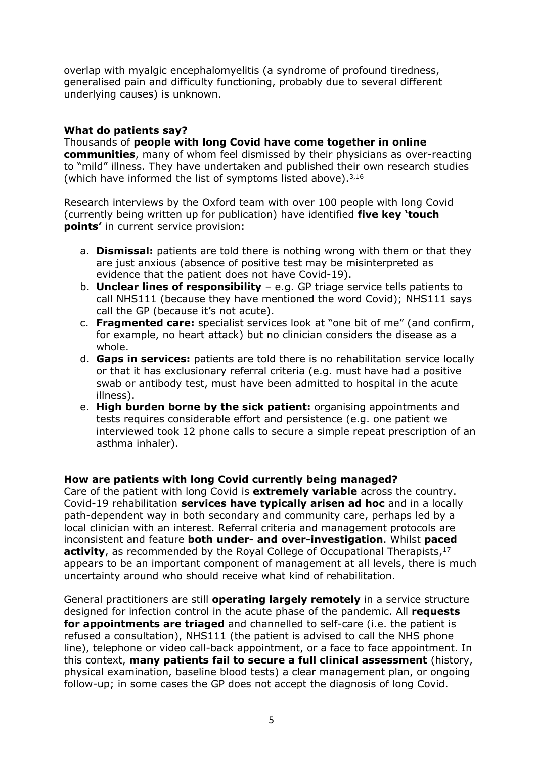overlap with myalgic encephalomyelitis (a syndrome of profound tiredness, generalised pain and difficulty functioning, probably due to several different underlying causes) is unknown.

### What do patients say?

Thousands of **people with long Covid have come together in online communities**, many of whom feel dismissed by their physicians as over-reacting to "mild" illness. They have undertaken and published their own research studies (which have informed the list of symptoms listed above).[3,16]

Research interviews by the Oxford team with over 100 people with long Covid (currently being written up for publication) have identified **five key 'touch points'** in current service provision:

a. **Dismissal:** patients are told there is nothing wrong with them or that they are just anxious (absence of positive test may be misinterpreted as evidence that the patient does not have Covid-19).
b. **Unclear lines of responsibility** – e.g. GP triage service tells patients to call NHS111 (because they have mentioned the word Covid); NHS111 says call the GP (because it's not acute).
c. **Fragmented care:** specialist services look at "one bit of me" (and confirm, for example, no heart attack) but no clinician considers the disease as a whole.
d. **Gaps in services:** patients are told there is no rehabilitation service locally or that it has exclusionary referral criteria (e.g. must have had a positive swab or antibody test, must have been admitted to hospital in the acute illness).
e. **High burden borne by the sick patient:** organising appointments and tests requires considerable effort and persistence (e.g. one patient we interviewed took 12 phone calls to secure a simple repeat prescription of an asthma inhaler).

### How are patients with long Covid currently being managed?

Care of the patient with long Covid is **extremely variable** across the country. Covid-19 rehabilitation **services have typically arisen ad hoc** and in a locally path-dependent way in both secondary and community care, perhaps led by a local clinician with an interest. Referral criteria and management protocols are inconsistent and feature **both under- and over-investigation**. Whilst **paced activity**, as recommended by the Royal College of Occupational Therapists,[17] appears to be an important component of management at all levels, there is much uncertainty around who should receive what kind of rehabilitation.

General practitioners are still **operating largely remotely** in a service structure designed for infection control in the acute phase of the pandemic. All **requests for appointments are triaged** and channelled to self-care (i.e. the patient is refused a consultation), NHS111 (the patient is advised to call the NHS phone line), telephone or video call-back appointment, or a face to face appointment. In this context, **many patients fail to secure a full clinical assessment** (history, physical examination, baseline blood tests) a clear management plan, or ongoing follow-up; in some cases the GP does not accept the diagnosis of long Covid.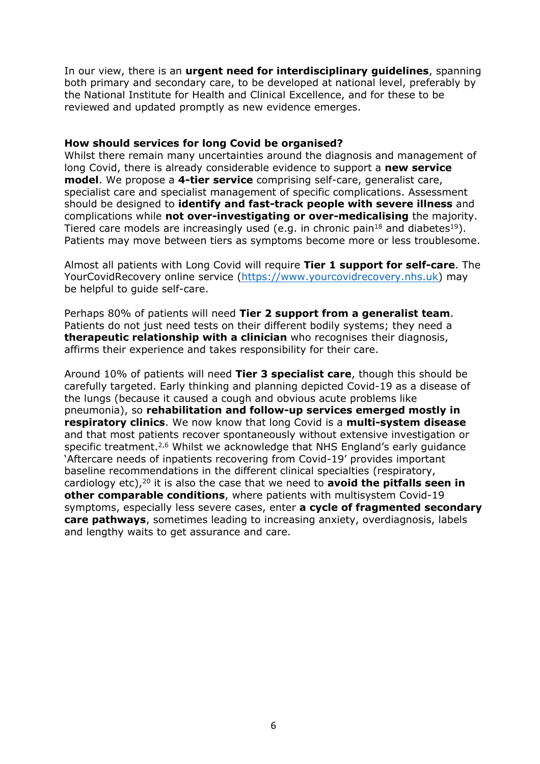In our view, there is an **urgent need for interdisciplinary guidelines**, spanning both primary and secondary care, to be developed at national level, preferably by the National Institute for Health and Clinical Excellence, and for these to be reviewed and updated promptly as new evidence emerges.

**How should services for long Covid be organised?**

Whilst there remain many uncertainties around the diagnosis and management of long Covid, there is already considerable evidence to support a **new service model**. We propose a **4-tier service** comprising self-care, generalist care, specialist care and specialist management of specific complications. Assessment should be designed to **identify and fast-track people with severe illness** and complications while **not over-investigating or over-medicalising** the majority. Tiered care models are increasingly used (e.g. in chronic pain[18] and diabetes[19]). Patients may move between tiers as symptoms become more or less troublesome.

Almost all patients with Long Covid will require **Tier 1 support for self-care**. The YourCovidRecovery online service (https://www.yourcovidrecovery.nhs.uk) may be helpful to guide self-care.

Perhaps 80% of patients will need **Tier 2 support from a generalist team**. Patients do not just need tests on their different bodily systems; they need a **therapeutic relationship with a clinician** who recognises their diagnosis, affirms their experience and takes responsibility for their care.

Around 10% of patients will need **Tier 3 specialist care**, though this should be carefully targeted. Early thinking and planning depicted Covid-19 as a disease of the lungs (because it caused a cough and obvious acute problems like pneumonia), so **rehabilitation and follow-up services emerged mostly in respiratory clinics**. We now know that long Covid is a **multi-system disease** and that most patients recover spontaneously without extensive investigation or specific treatment.[2,6] Whilst we acknowledge that NHS England's early guidance 'Aftercare needs of inpatients recovering from Covid-19' provides important baseline recommendations in the different clinical specialties (respiratory, cardiology etc),[20] it is also the case that we need to **avoid the pitfalls seen in other comparable conditions**, where patients with multisystem Covid-19 symptoms, especially less severe cases, enter **a cycle of fragmented secondary care pathways**, sometimes leading to increasing anxiety, overdiagnosis, labels and lengthy waits to get assurance and care.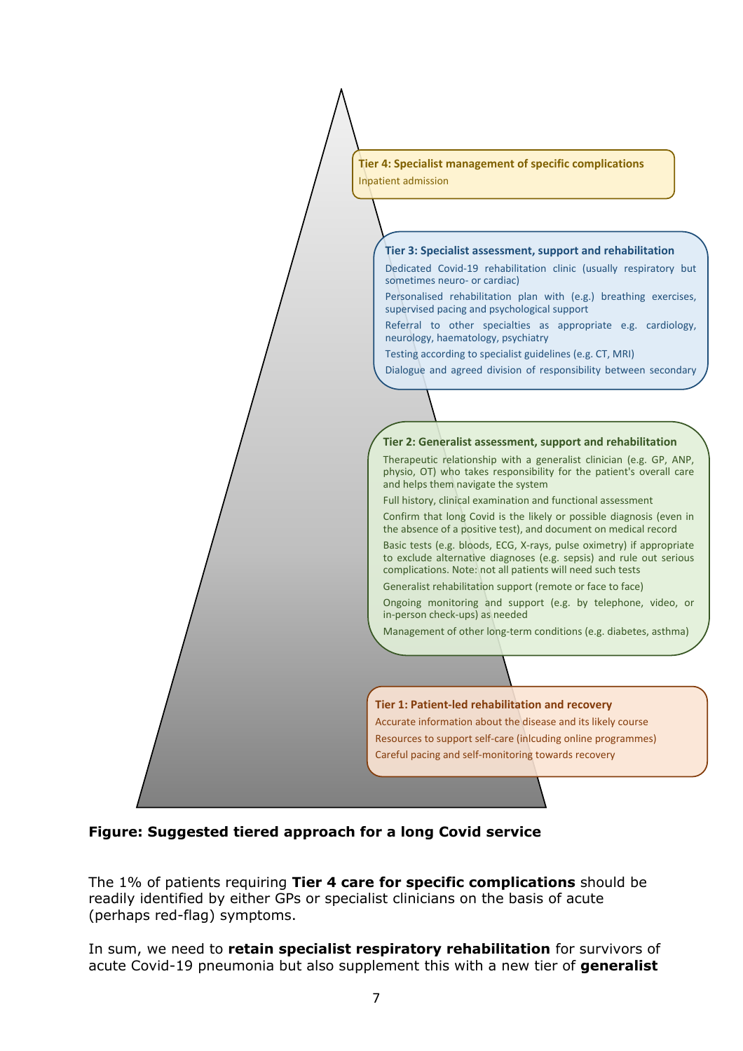**Tier 4: Specialist management of specific complications**

Inpatient admission

**Tier 3: Specialist assessment, support and rehabilitation**

Dedicated Covid-19 rehabilitation clinic (usually respiratory but sometimes neuro- or cardiac)

Personalised rehabilitation plan with (e.g.) breathing exercises, supervised pacing and psychological support

Referral to other specialties as appropriate e.g. cardiology, neurology, haematology, psychiatry

Testing according to specialist guidelines (e.g. CT, MRI)

Dialogue and agreed division of responsibility between secondary

**Tier 2: Generalist assessment, support and rehabilitation**

Therapeutic relationship with a generalist clinician (e.g. GP, ANP, physio, OT) who takes responsibility for the patient's overall care and helps them navigate the system

Full history, clinical examination and functional assessment

Confirm that long Covid is the likely or possible diagnosis (even in the absence of a positive test), and document on medical record

Basic tests (e.g. bloods, ECG, X-rays, pulse oximetry) if appropriate to exclude alternative diagnoses (e.g. sepsis) and rule out serious complications. Note: not all patients will need such tests

Generalist rehabilitation support (remote or face to face)

Ongoing monitoring and support (e.g. by telephone, video, or in-person check-ups) as needed

Management of other long-term conditions (e.g. diabetes, asthma)

**Tier 1: Patient-led rehabilitation and recovery**

Accurate information about the disease and its likely course

Resources to support self-care (inlcuding online programmes)

Careful pacing and self-monitoring towards recovery

**Figure: Suggested tiered approach for a long Covid service**

The 1% of patients requiring **Tier 4 care for specific complications** should be readily identified by either GPs or specialist clinicians on the basis of acute (perhaps red-flag) symptoms.

In sum, we need to **retain specialist respiratory rehabilitation** for survivors of acute Covid-19 pneumonia but also supplement this with a new tier of **generalist**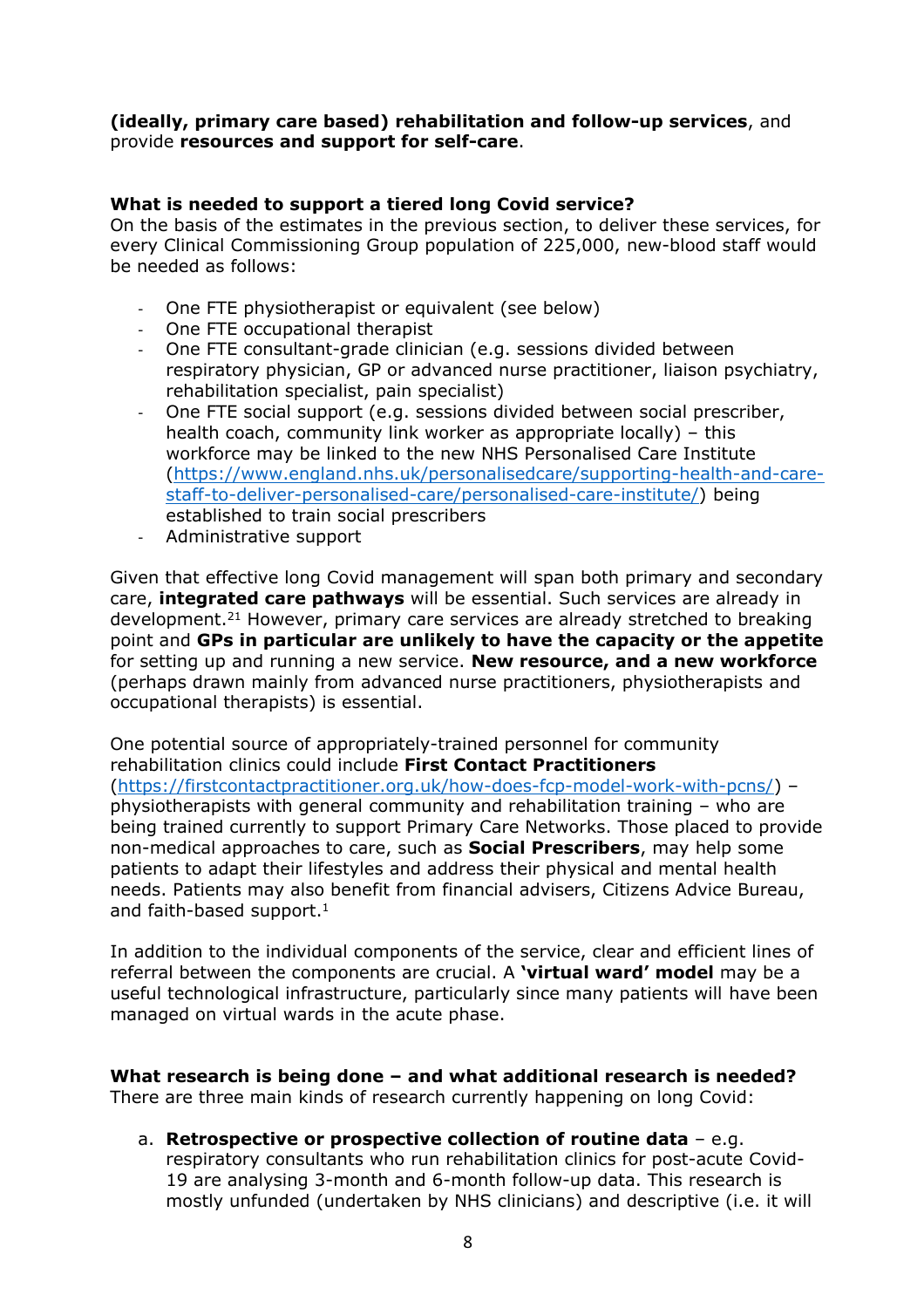**(ideally, primary care based) rehabilitation and follow-up services**, and provide **resources and support for self-care**.

**What is needed to support a tiered long Covid service?**
On the basis of the estimates in the previous section, to deliver these services, for every Clinical Commissioning Group population of 225,000, new-blood staff would be needed as follows:

- One FTE physiotherapist or equivalent (see below)
- One FTE occupational therapist
- One FTE consultant-grade clinician (e.g. sessions divided between respiratory physician, GP or advanced nurse practitioner, liaison psychiatry, rehabilitation specialist, pain specialist)
- One FTE social support (e.g. sessions divided between social prescriber, health coach, community link worker as appropriate locally) – this workforce may be linked to the new NHS Personalised Care Institute (https://www.england.nhs.uk/personalisedcare/supporting-health-and-care-staff-to-deliver-personalised-care/personalised-care-institute/) being established to train social prescribers
- Administrative support

Given that effective long Covid management will span both primary and secondary care, **integrated care pathways** will be essential. Such services are already in development.[21] However, primary care services are already stretched to breaking point and **GPs in particular are unlikely to have the capacity or the appetite** for setting up and running a new service. **New resource, and a new workforce** (perhaps drawn mainly from advanced nurse practitioners, physiotherapists and occupational therapists) is essential.

One potential source of appropriately-trained personnel for community rehabilitation clinics could include **First Contact Practitioners** (https://firstcontactpractitioner.org.uk/how-does-fcp-model-work-with-pcns/) – physiotherapists with general community and rehabilitation training – who are being trained currently to support Primary Care Networks. Those placed to provide non-medical approaches to care, such as **Social Prescribers**, may help some patients to adapt their lifestyles and address their physical and mental health needs. Patients may also benefit from financial advisers, Citizens Advice Bureau, and faith-based support.[1]

In addition to the individual components of the service, clear and efficient lines of referral between the components are crucial. A **'virtual ward' model** may be a useful technological infrastructure, particularly since many patients will have been managed on virtual wards in the acute phase.

**What research is being done – and what additional research is needed?**
There are three main kinds of research currently happening on long Covid:

a. **Retrospective or prospective collection of routine data** – e.g. respiratory consultants who run rehabilitation clinics for post-acute Covid-19 are analysing 3-month and 6-month follow-up data. This research is mostly unfunded (undertaken by NHS clinicians) and descriptive (i.e. it will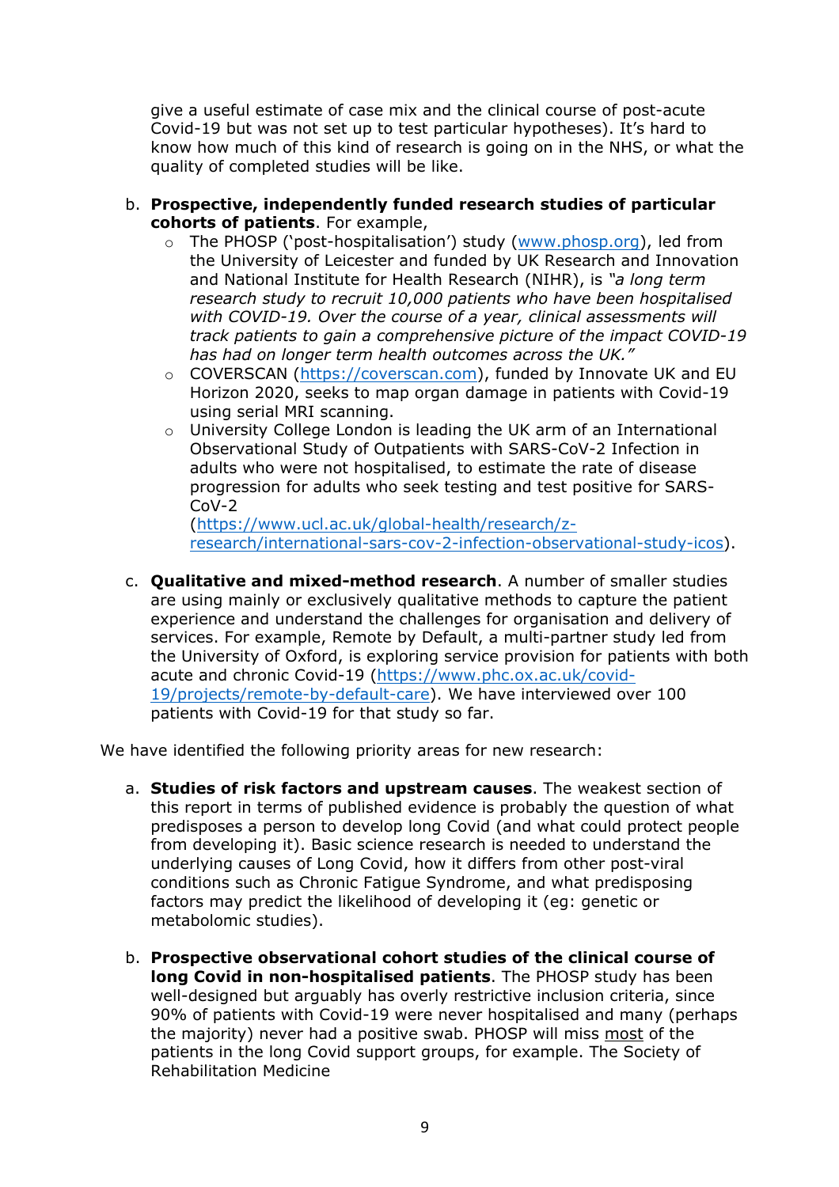give a useful estimate of case mix and the clinical course of post-acute Covid-19 but was not set up to test particular hypotheses). It's hard to know how much of this kind of research is going on in the NHS, or what the quality of completed studies will be like.

b. **Prospective, independently funded research studies of particular cohorts of patients**. For example,
   - The PHOSP ('post-hospitalisation') study (www.phosp.org), led from the University of Leicester and funded by UK Research and Innovation and National Institute for Health Research (NIHR), is *"a long term research study to recruit 10,000 patients who have been hospitalised with COVID-19. Over the course of a year, clinical assessments will track patients to gain a comprehensive picture of the impact COVID-19 has had on longer term health outcomes across the UK."*
   - COVERSCAN (https://coverscan.com), funded by Innovate UK and EU Horizon 2020, seeks to map organ damage in patients with Covid-19 using serial MRI scanning.
   - University College London is leading the UK arm of an International Observational Study of Outpatients with SARS-CoV-2 Infection in adults who were not hospitalised, to estimate the rate of disease progression for adults who seek testing and test positive for SARS-CoV-2 (https://www.ucl.ac.uk/global-health/research/z-research/international-sars-cov-2-infection-observational-study-icos).

c. **Qualitative and mixed-method research**. A number of smaller studies are using mainly or exclusively qualitative methods to capture the patient experience and understand the challenges for organisation and delivery of services. For example, Remote by Default, a multi-partner study led from the University of Oxford, is exploring service provision for patients with both acute and chronic Covid-19 (https://www.phc.ox.ac.uk/covid-19/projects/remote-by-default-care). We have interviewed over 100 patients with Covid-19 for that study so far.

We have identified the following priority areas for new research:

a. **Studies of risk factors and upstream causes**. The weakest section of this report in terms of published evidence is probably the question of what predisposes a person to develop long Covid (and what could protect people from developing it). Basic science research is needed to understand the underlying causes of Long Covid, how it differs from other post-viral conditions such as Chronic Fatigue Syndrome, and what predisposing factors may predict the likelihood of developing it (eg: genetic or metabolomic studies).

b. **Prospective observational cohort studies of the clinical course of long Covid in non-hospitalised patients**. The PHOSP study has been well-designed but arguably has overly restrictive inclusion criteria, since 90% of patients with Covid-19 were never hospitalised and many (perhaps the majority) never had a positive swab. PHOSP will miss <u>most</u> of the patients in the long Covid support groups, for example. The Society of Rehabilitation Medicine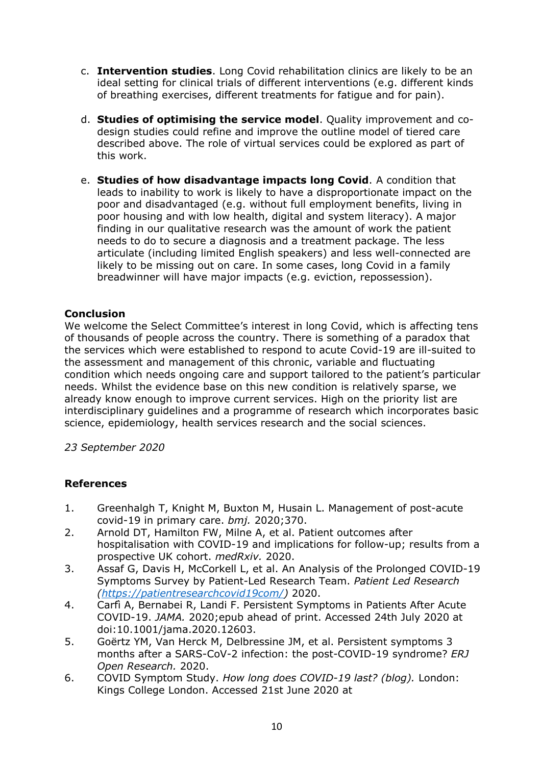c. **Intervention studies**. Long Covid rehabilitation clinics are likely to be an ideal setting for clinical trials of different interventions (e.g. different kinds of breathing exercises, different treatments for fatigue and for pain).

d. **Studies of optimising the service model**. Quality improvement and co-design studies could refine and improve the outline model of tiered care described above. The role of virtual services could be explored as part of this work.

e. **Studies of how disadvantage impacts long Covid**. A condition that leads to inability to work is likely to have a disproportionate impact on the poor and disadvantaged (e.g. without full employment benefits, living in poor housing and with low health, digital and system literacy). A major finding in our qualitative research was the amount of work the patient needs to do to secure a diagnosis and a treatment package. The less articulate (including limited English speakers) and less well-connected are likely to be missing out on care. In some cases, long Covid in a family breadwinner will have major impacts (e.g. eviction, repossession).

**Conclusion**

We welcome the Select Committee's interest in long Covid, which is affecting tens of thousands of people across the country. There is something of a paradox that the services which were established to respond to acute Covid-19 are ill-suited to the assessment and management of this chronic, variable and fluctuating condition which needs ongoing care and support tailored to the patient's particular needs. Whilst the evidence base on this new condition is relatively sparse, we already know enough to improve current services. High on the priority list are interdisciplinary guidelines and a programme of research which incorporates basic science, epidemiology, health services research and the social sciences.

*23 September 2020*

**References**

1. Greenhalgh T, Knight M, Buxton M, Husain L. Management of post-acute covid-19 in primary care. *bmj.* 2020;370.
2. Arnold DT, Hamilton FW, Milne A, et al. Patient outcomes after hospitalisation with COVID-19 and implications for follow-up; results from a prospective UK cohort. *medRxiv.* 2020.
3. Assaf G, Davis H, McCorkell L, et al. An Analysis of the Prolonged COVID-19 Symptoms Survey by Patient-Led Research Team. *Patient Led Research (https://patientresearchcovid19com/)* 2020.
4. Carfì A, Bernabei R, Landi F. Persistent Symptoms in Patients After Acute COVID-19. *JAMA.* 2020;epub ahead of print. Accessed 24th July 2020 at doi:10.1001/jama.2020.12603.
5. Goërtz YM, Van Herck M, Delbressine JM, et al. Persistent symptoms 3 months after a SARS-CoV-2 infection: the post-COVID-19 syndrome? *ERJ Open Research.* 2020.
6. COVID Symptom Study. *How long does COVID-19 last? (blog).* London: Kings College London. Accessed 21st June 2020 at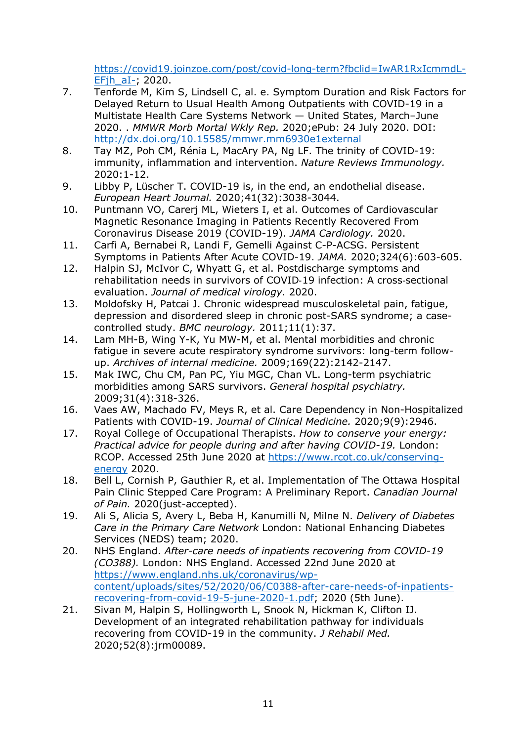https://covid19.joinzoe.com/post/covid-long-term?fbclid=IwAR1RxIcmmdL-EFjh_aI-; 2020.

7. Tenforde M, Kim S, Lindsell C, al. e. Symptom Duration and Risk Factors for Delayed Return to Usual Health Among Outpatients with COVID-19 in a Multistate Health Care Systems Network — United States, March–June 2020. . *MMWR Morb Mortal Wkly Rep.* 2020;ePub: 24 July 2020. DOI: http://dx.doi.org/10.15585/mmwr.mm6930e1external
8. Tay MZ, Poh CM, Rénia L, MacAry PA, Ng LF. The trinity of COVID-19: immunity, inflammation and intervention. *Nature Reviews Immunology.* 2020:1-12.
9. Libby P, Lüscher T. COVID-19 is, in the end, an endothelial disease. *European Heart Journal.* 2020;41(32):3038-3044.
10. Puntmann VO, Carerj ML, Wieters I, et al. Outcomes of Cardiovascular Magnetic Resonance Imaging in Patients Recently Recovered From Coronavirus Disease 2019 (COVID-19). *JAMA Cardiology.* 2020.
11. Carfi A, Bernabei R, Landi F, Gemelli Against C-P-ACSG. Persistent Symptoms in Patients After Acute COVID-19. *JAMA.* 2020;324(6):603-605.
12. Halpin SJ, McIvor C, Whyatt G, et al. Postdischarge symptoms and rehabilitation needs in survivors of COVID-19 infection: A cross-sectional evaluation. *Journal of medical virology.* 2020.
13. Moldofsky H, Patcai J. Chronic widespread musculoskeletal pain, fatigue, depression and disordered sleep in chronic post-SARS syndrome; a case-controlled study. *BMC neurology.* 2011;11(1):37.
14. Lam MH-B, Wing Y-K, Yu MW-M, et al. Mental morbidities and chronic fatigue in severe acute respiratory syndrome survivors: long-term follow-up. *Archives of internal medicine.* 2009;169(22):2142-2147.
15. Mak IWC, Chu CM, Pan PC, Yiu MGC, Chan VL. Long-term psychiatric morbidities among SARS survivors. *General hospital psychiatry.* 2009;31(4):318-326.
16. Vaes AW, Machado FV, Meys R, et al. Care Dependency in Non-Hospitalized Patients with COVID-19. *Journal of Clinical Medicine.* 2020;9(9):2946.
17. Royal College of Occupational Therapists. *How to conserve your energy: Practical advice for people during and after having COVID-19.* London: RCOP. Accessed 25th June 2020 at https://www.rcot.co.uk/conserving-energy 2020.
18. Bell L, Cornish P, Gauthier R, et al. Implementation of The Ottawa Hospital Pain Clinic Stepped Care Program: A Preliminary Report. *Canadian Journal of Pain.* 2020(just-accepted).
19. Ali S, Alicia S, Avery L, Beba H, Kanumilli N, Milne N. *Delivery of Diabetes Care in the Primary Care Network* London: National Enhancing Diabetes Services (NEDS) team; 2020.
20. NHS England. *After-care needs of inpatients recovering from COVID-19 (CO388).* London: NHS England. Accessed 22nd June 2020 at https://www.england.nhs.uk/coronavirus/wp-content/uploads/sites/52/2020/06/C0388-after-care-needs-of-inpatients-recovering-from-covid-19-5-june-2020-1.pdf; 2020 (5th June).
21. Sivan M, Halpin S, Hollingworth L, Snook N, Hickman K, Clifton IJ. Development of an integrated rehabilitation pathway for individuals recovering from COVID-19 in the community. *J Rehabil Med.* 2020;52(8):jrm00089.